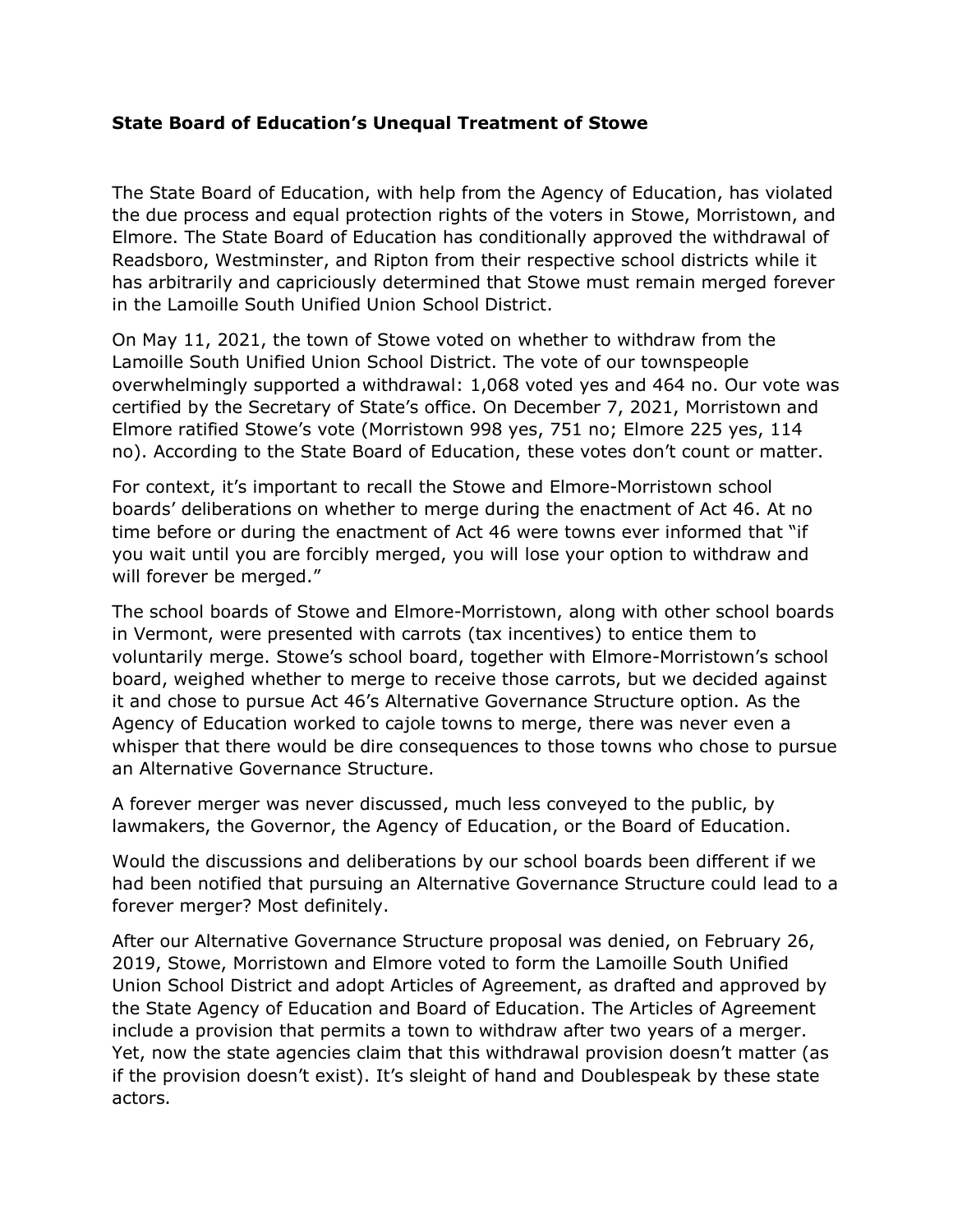**State Board of Education's Unequal Treatment of Stowe**

The State Board of Education, with help from the Agency of Education, has violated the due process and equal protection rights of the voters in Stowe, Morristown, and Elmore. The State Board of Education has conditionally approved the withdrawal of Readsboro, Westminster, and Ripton from their respective school districts while it has arbitrarily and capriciously determined that Stowe must remain merged forever in the Lamoille South Unified Union School District.

On May 11, 2021, the town of Stowe voted on whether to withdraw from the Lamoille South Unified Union School District. The vote of our townspeople overwhelmingly supported a withdrawal: 1,068 voted yes and 464 no. Our vote was certified by the Secretary of State's office. On December 7, 2021, Morristown and Elmore ratified Stowe's vote (Morristown 998 yes, 751 no; Elmore 225 yes, 114 no). According to the State Board of Education, these votes don't count or matter.

For context, it's important to recall the Stowe and Elmore-Morristown school boards' deliberations on whether to merge during the enactment of Act 46. At no time before or during the enactment of Act 46 were towns ever informed that "if you wait until you are forcibly merged, you will lose your option to withdraw and will forever be merged."

The school boards of Stowe and Elmore-Morristown, along with other school boards in Vermont, were presented with carrots (tax incentives) to entice them to voluntarily merge. Stowe's school board, together with Elmore-Morristown's school board, weighed whether to merge to receive those carrots, but we decided against it and chose to pursue Act 46's Alternative Governance Structure option. As the Agency of Education worked to cajole towns to merge, there was never even a whisper that there would be dire consequences to those towns who chose to pursue an Alternative Governance Structure.

A forever merger was never discussed, much less conveyed to the public, by lawmakers, the Governor, the Agency of Education, or the Board of Education.

Would the discussions and deliberations by our school boards been different if we had been notified that pursuing an Alternative Governance Structure could lead to a forever merger? Most definitely.

After our Alternative Governance Structure proposal was denied, on February 26, 2019, Stowe, Morristown and Elmore voted to form the Lamoille South Unified Union School District and adopt Articles of Agreement, as drafted and approved by the State Agency of Education and Board of Education. The Articles of Agreement include a provision that permits a town to withdraw after two years of a merger. Yet, now the state agencies claim that this withdrawal provision doesn't matter (as if the provision doesn't exist). It's sleight of hand and Doublespeak by these state actors.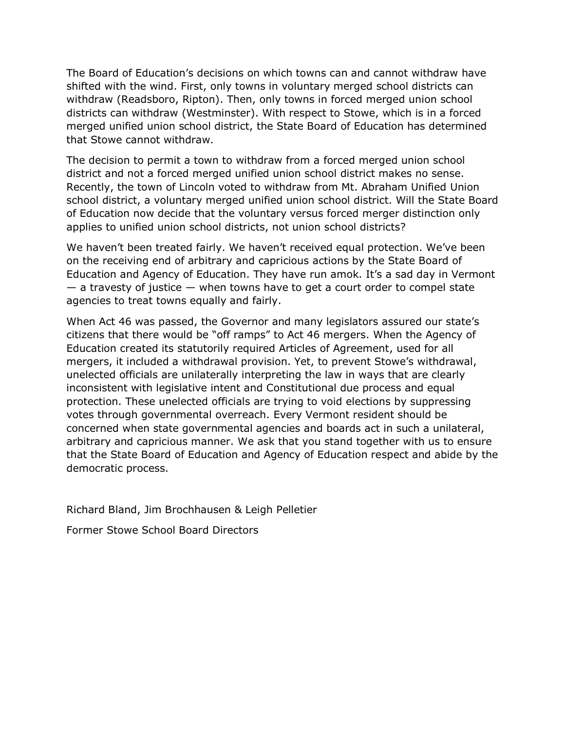The Board of Education's decisions on which towns can and cannot withdraw have shifted with the wind. First, only towns in voluntary merged school districts can withdraw (Readsboro, Ripton). Then, only towns in forced merged union school districts can withdraw (Westminster). With respect to Stowe, which is in a forced merged unified union school district, the State Board of Education has determined that Stowe cannot withdraw.

The decision to permit a town to withdraw from a forced merged union school district and not a forced merged unified union school district makes no sense. Recently, the town of Lincoln voted to withdraw from Mt. Abraham Unified Union school district, a voluntary merged unified union school district. Will the State Board of Education now decide that the voluntary versus forced merger distinction only applies to unified union school districts, not union school districts?

We haven't been treated fairly. We haven't received equal protection. We've been on the receiving end of arbitrary and capricious actions by the State Board of Education and Agency of Education. They have run amok. It's a sad day in Vermont — a travesty of justice — when towns have to get a court order to compel state agencies to treat towns equally and fairly.

When Act 46 was passed, the Governor and many legislators assured our state's citizens that there would be "off ramps" to Act 46 mergers. When the Agency of Education created its statutorily required Articles of Agreement, used for all mergers, it included a withdrawal provision. Yet, to prevent Stowe's withdrawal, unelected officials are unilaterally interpreting the law in ways that are clearly inconsistent with legislative intent and Constitutional due process and equal protection. These unelected officials are trying to void elections by suppressing votes through governmental overreach. Every Vermont resident should be concerned when state governmental agencies and boards act in such a unilateral, arbitrary and capricious manner. We ask that you stand together with us to ensure that the State Board of Education and Agency of Education respect and abide by the democratic process.

Richard Bland, Jim Brochhausen & Leigh Pelletier

Former Stowe School Board Directors